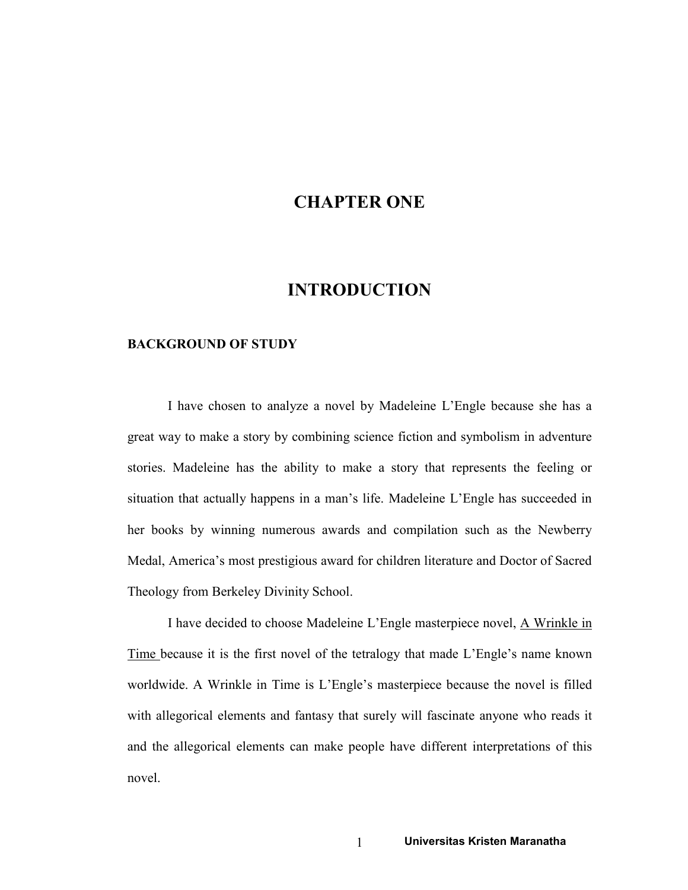# CHAPTER ONE

# INTRODUCTION

## BACKGROUND OF STUDY

I have chosen to analyze a novel by Madeleine L'Engle because she has a great way to make a story by combining science fiction and symbolism in adventure stories. Madeleine has the ability to make a story that represents the feeling or situation that actually happens in a man's life. Madeleine L'Engle has succeeded in her books by winning numerous awards and compilation such as the Newberry Medal, America's most prestigious award for children literature and Doctor of Sacred Theology from Berkeley Divinity School.

I have decided to choose Madeleine L'Engle masterpiece novel, <u>A Wrinkle in Time</u> because it is the first novel of the tetralogy that made L'Engle's name known worldwide. A Wrinkle in Time is L'Engle's masterpiece because the novel is filled with allegorical elements and fantasy that surely will fascinate anyone who reads it and the allegorical elements can make people have different interpretations of this novel.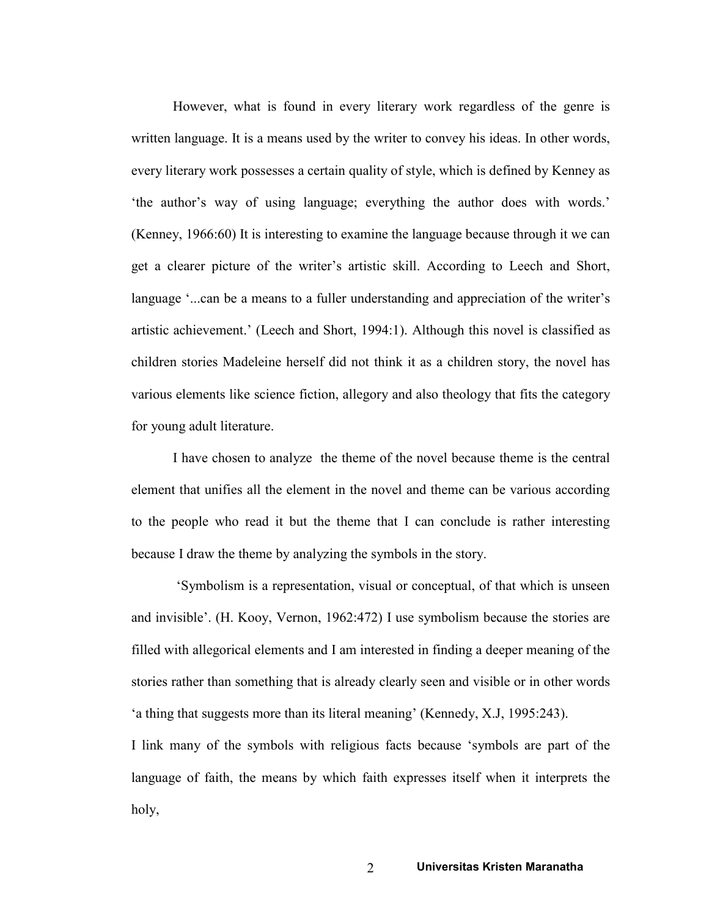However, what is found in every literary work regardless of the genre is written language. It is a means used by the writer to convey his ideas. In other words, every literary work possesses a certain quality of style, which is defined by Kenney as 'the author's way of using language; everything the author does with words.' (Kenney, 1966:60) It is interesting to examine the language because through it we can get a clearer picture of the writer's artistic skill. According to Leech and Short, language '...can be a means to a fuller understanding and appreciation of the writer's artistic achievement.' (Leech and Short, 1994:1). Although this novel is classified as children stories Madeleine herself did not think it as a children story, the novel has various elements like science fiction, allegory and also theology that fits the category for young adult literature.

I have chosen to analyze the theme of the novel because theme is the central element that unifies all the element in the novel and theme can be various according to the people who read it but the theme that I can conclude is rather interesting because I draw the theme by analyzing the symbols in the story.

'Symbolism is a representation, visual or conceptual, of that which is unseen and invisible'. (H. Kooy, Vernon, 1962:472) I use symbolism because the stories are filled with allegorical elements and I am interested in finding a deeper meaning of the stories rather than something that is already clearly seen and visible or in other words 'a thing that suggests more than its literal meaning' (Kennedy, X.J, 1995:243).

I link many of the symbols with religious facts because 'symbols are part of the language of faith, the means by which faith expresses itself when it interprets the holy,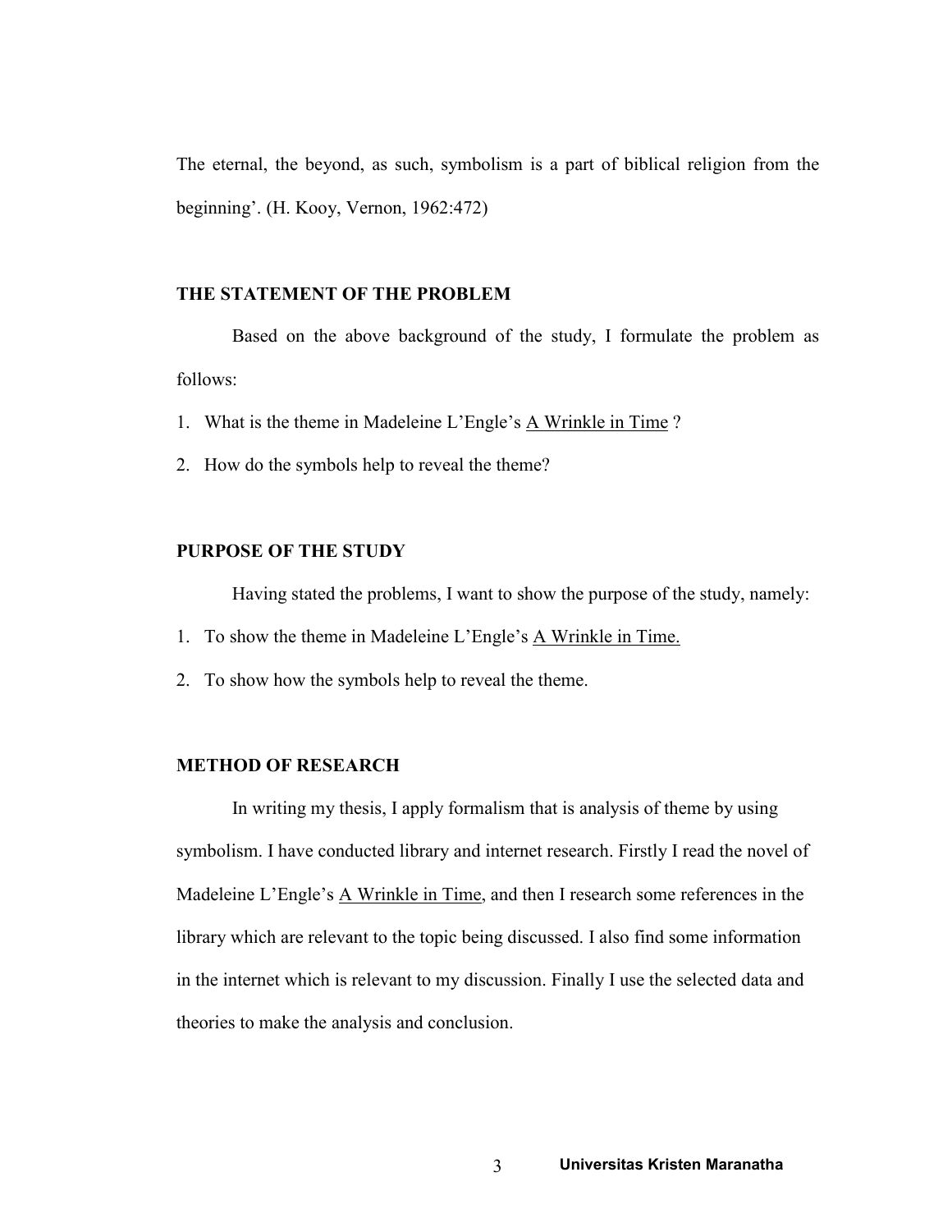The eternal, the beyond, as such, symbolism is a part of biblical religion from the beginning'. (H. Kooy, Vernon, 1962:472)

## THE STATEMENT OF THE PROBLEM

Based on the above background of the study, I formulate the problem as follows:

1. What is the theme in Madeleine L'Engle's A Wrinkle in Time ?
2. How do the symbols help to reveal the theme?

## PURPOSE OF THE STUDY

Having stated the problems, I want to show the purpose of the study, namely:

1. To show the theme in Madeleine L'Engle's A Wrinkle in Time.
2. To show how the symbols help to reveal the theme.

## METHOD OF RESEARCH

In writing my thesis, I apply formalism that is analysis of theme by using symbolism. I have conducted library and internet research. Firstly I read the novel of Madeleine L'Engle's A Wrinkle in Time, and then I research some references in the library which are relevant to the topic being discussed. I also find some information in the internet which is relevant to my discussion. Finally I use the selected data and theories to make the analysis and conclusion.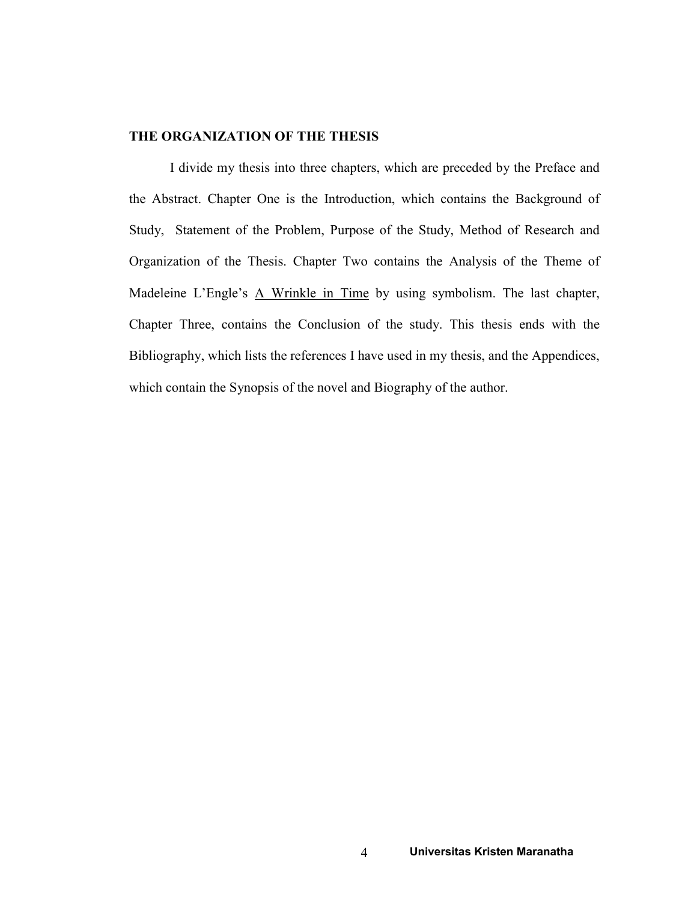## THE ORGANIZATION OF THE THESIS

I divide my thesis into three chapters, which are preceded by the Preface and the Abstract. Chapter One is the Introduction, which contains the Background of Study, Statement of the Problem, Purpose of the Study, Method of Research and Organization of the Thesis. Chapter Two contains the Analysis of the Theme of Madeleine L'Engle's <u>A Wrinkle in Time</u> by using symbolism. The last chapter, Chapter Three, contains the Conclusion of the study. This thesis ends with the Bibliography, which lists the references I have used in my thesis, and the Appendices, which contain the Synopsis of the novel and Biography of the author.